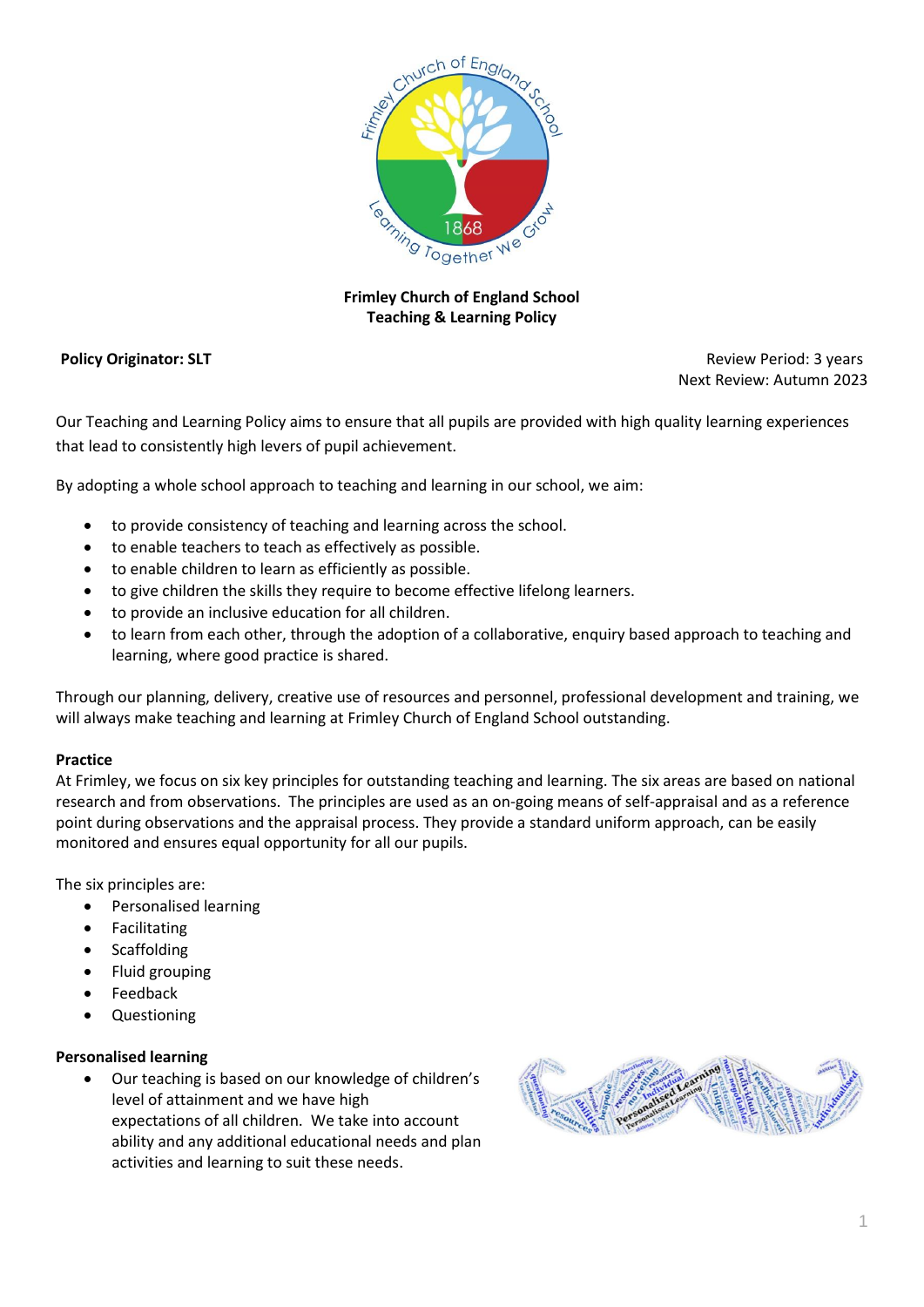**Frimley Church of England School**
**Teaching & Learning Policy**

**Policy Originator: SLT**

Review Period: 3 years
Next Review: Autumn 2023

Our Teaching and Learning Policy aims to ensure that all pupils are provided with high quality learning experiences that lead to consistently high levers of pupil achievement.

By adopting a whole school approach to teaching and learning in our school, we aim:

- to provide consistency of teaching and learning across the school.
- to enable teachers to teach as effectively as possible.
- to enable children to learn as efficiently as possible.
- to give children the skills they require to become effective lifelong learners.
- to provide an inclusive education for all children.
- to learn from each other, through the adoption of a collaborative, enquiry based approach to teaching and learning, where good practice is shared.

Through our planning, delivery, creative use of resources and personnel, professional development and training, we will always make teaching and learning at Frimley Church of England School outstanding.

**Practice**

At Frimley, we focus on six key principles for outstanding teaching and learning. The six areas are based on national research and from observations. The principles are used as an on-going means of self-appraisal and as a reference point during observations and the appraisal process. They provide a standard uniform approach, can be easily monitored and ensures equal opportunity for all our pupils.

The six principles are:

- Personalised learning
- Facilitating
- Scaffolding
- Fluid grouping
- Feedback
- Questioning

**Personalised learning**

- Our teaching is based on our knowledge of children's level of attainment and we have high expectations of all children. We take into account ability and any additional educational needs and plan activities and learning to suit these needs.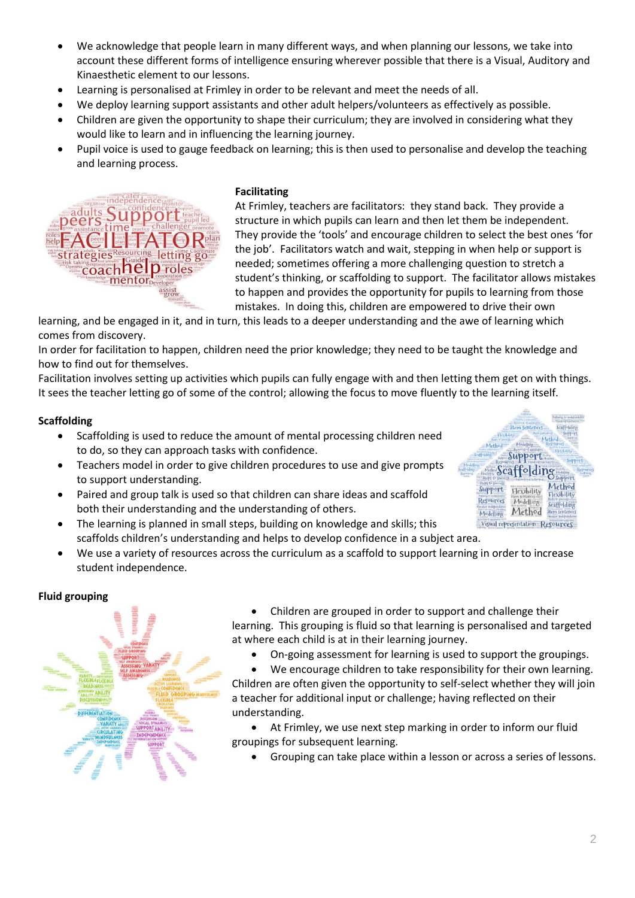- We acknowledge that people learn in many different ways, and when planning our lessons, we take into account these different forms of intelligence ensuring wherever possible that there is a Visual, Auditory and Kinaesthetic element to our lessons.
- Learning is personalised at Frimley in order to be relevant and meet the needs of all.
- We deploy learning support assistants and other adult helpers/volunteers as effectively as possible.
- Children are given the opportunity to shape their curriculum; they are involved in considering what they would like to learn and in influencing the learning journey.
- Pupil voice is used to gauge feedback on learning; this is then used to personalise and develop the teaching and learning process.

**Facilitating**

At Frimley, teachers are facilitators: they stand back. They provide a structure in which pupils can learn and then let them be independent. They provide the 'tools' and encourage children to select the best ones 'for the job'. Facilitators watch and wait, stepping in when help or support is needed; sometimes offering a more challenging question to stretch a student's thinking, or scaffolding to support. The facilitator allows mistakes to happen and provides the opportunity for pupils to learning from those mistakes. In doing this, children are empowered to drive their own learning, and be engaged in it, and in turn, this leads to a deeper understanding and the awe of learning which comes from discovery.

In order for facilitation to happen, children need the prior knowledge; they need to be taught the knowledge and how to find out for themselves.

Facilitation involves setting up activities which pupils can fully engage with and then letting them get on with things. It sees the teacher letting go of some of the control; allowing the focus to move fluently to the learning itself.

**Scaffolding**

- Scaffolding is used to reduce the amount of mental processing children need to do, so they can approach tasks with confidence.
- Teachers model in order to give children procedures to use and give prompts to support understanding.
- Paired and group talk is used so that children can share ideas and scaffold both their understanding and the understanding of others.
- The learning is planned in small steps, building on knowledge and skills; this scaffolds children's understanding and helps to develop confidence in a subject area.
- We use a variety of resources across the curriculum as a scaffold to support learning in order to increase student independence.

**Fluid grouping**

- Children are grouped in order to support and challenge their learning. This grouping is fluid so that learning is personalised and targeted at where each child is at in their learning journey.
- On-going assessment for learning is used to support the groupings.
- We encourage children to take responsibility for their own learning. Children are often given the opportunity to self-select whether they will join a teacher for additional input or challenge; having reflected on their understanding.
- At Frimley, we use next step marking in order to inform our fluid groupings for subsequent learning.
- Grouping can take place within a lesson or across a series of lessons.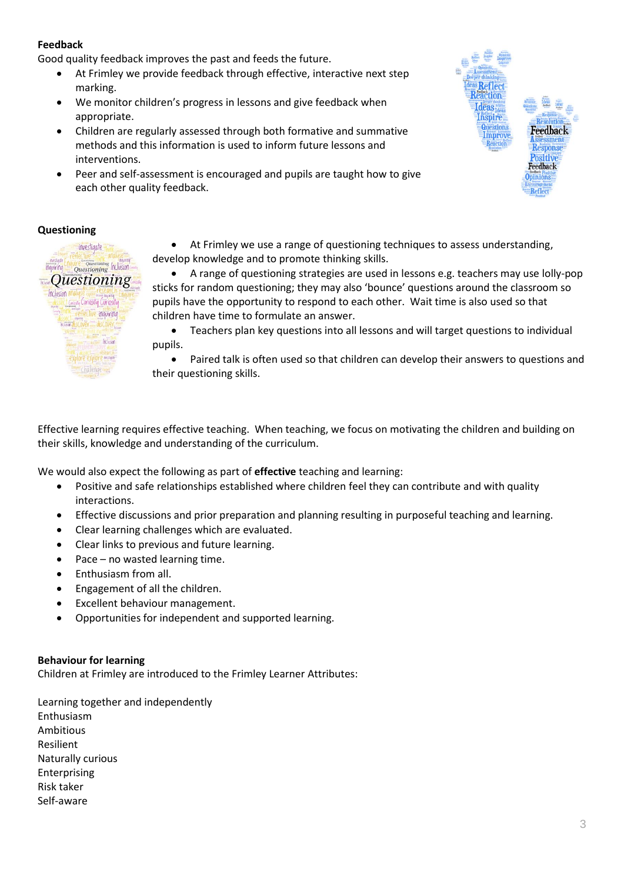**Feedback**

Good quality feedback improves the past and feeds the future.

- At Frimley we provide feedback through effective, interactive next step marking.
- We monitor children's progress in lessons and give feedback when appropriate.
- Children are regularly assessed through both formative and summative methods and this information is used to inform future lessons and interventions.
- Peer and self-assessment is encouraged and pupils are taught how to give each other quality feedback.

**Questioning**

- At Frimley we use a range of questioning techniques to assess understanding, develop knowledge and to promote thinking skills.
- A range of questioning strategies are used in lessons e.g. teachers may use lolly-pop sticks for random questioning; they may also 'bounce' questions around the classroom so pupils have the opportunity to respond to each other. Wait time is also used so that children have time to formulate an answer.
- Teachers plan key questions into all lessons and will target questions to individual pupils.
- Paired talk is often used so that children can develop their answers to questions and their questioning skills.

Effective learning requires effective teaching. When teaching, we focus on motivating the children and building on their skills, knowledge and understanding of the curriculum.

We would also expect the following as part of **effective** teaching and learning:

- Positive and safe relationships established where children feel they can contribute and with quality interactions.
- Effective discussions and prior preparation and planning resulting in purposeful teaching and learning.
- Clear learning challenges which are evaluated.
- Clear links to previous and future learning.
- Pace – no wasted learning time.
- Enthusiasm from all.
- Engagement of all the children.
- Excellent behaviour management.
- Opportunities for independent and supported learning.

**Behaviour for learning**

Children at Frimley are introduced to the Frimley Learner Attributes:

Learning together and independently
Enthusiasm
Ambitious
Resilient
Naturally curious
Enterprising
Risk taker
Self-aware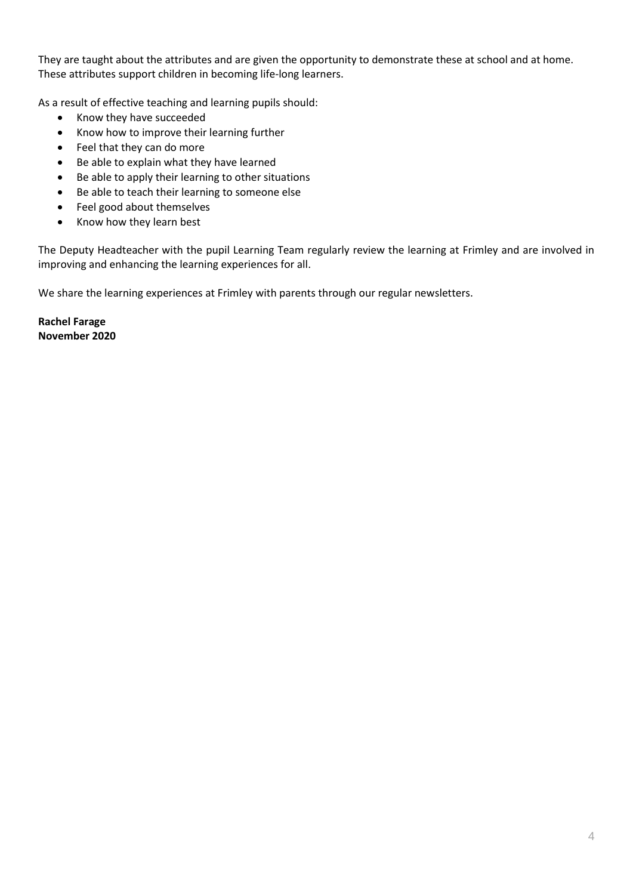They are taught about the attributes and are given the opportunity to demonstrate these at school and at home. These attributes support children in becoming life-long learners.

As a result of effective teaching and learning pupils should:

- Know they have succeeded
- Know how to improve their learning further
- Feel that they can do more
- Be able to explain what they have learned
- Be able to apply their learning to other situations
- Be able to teach their learning to someone else
- Feel good about themselves
- Know how they learn best

The Deputy Headteacher with the pupil Learning Team regularly review the learning at Frimley and are involved in improving and enhancing the learning experiences for all.

We share the learning experiences at Frimley with parents through our regular newsletters.

**Rachel Farage**
**November 2020**